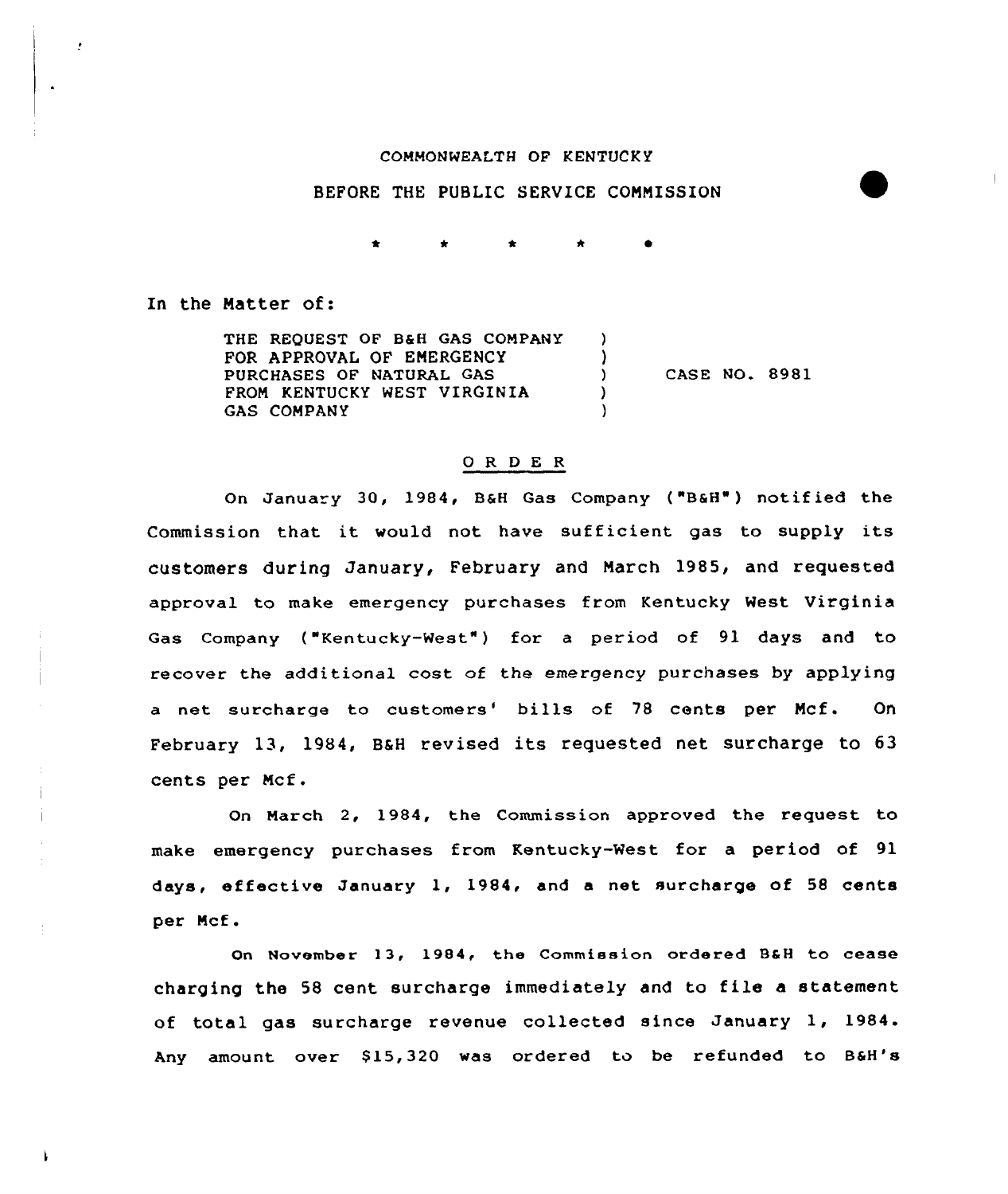COMMONWEALTH OF KENTUCKY

BEFORE THE PUBLIC SERVICE COMMISSION

\* \* \* \* \*

In the Matter of:

THE REQUEST OF B&H GAS COMPANY FOR APPROVAL OF EMERGENCY PURCHASES OF NATURAL GAS FROM KENTUCKY WEST VIRGINIA GAS COMPANY ) CASE NO. 8981

## O R D E R

On January 30, 1984, B&H Gas Company ("B&H") notified the Commission that it would not have sufficient gas to supply its customers during January, February and March 1985, and requested approval to make emergency purchases from Kentucky West Virginia Gas Company ("Kentucky-West") for a period of 91 days and to recover the additional cost of the emergency purchases by applying a net surcharge to customers' bills of 78 cents per Mcf. On February 13, 1984, B&H revised its requested net surcharge to 63 cents per Mcf.

On March 2, 1984, the Commission approved the request to make emergency purchases from Kentucky-West for a period of 91 days, effective January 1, 1984, and a net surcharge of 58 cents per Mcf.

On November 13, 1984, the Commission ordered B&H to cease charging the 58 cent surcharge immediately and to file a statement of total gas surcharge revenue collected since January 1, 1984. Any amount over $15,320 was ordered to be refunded to B&H's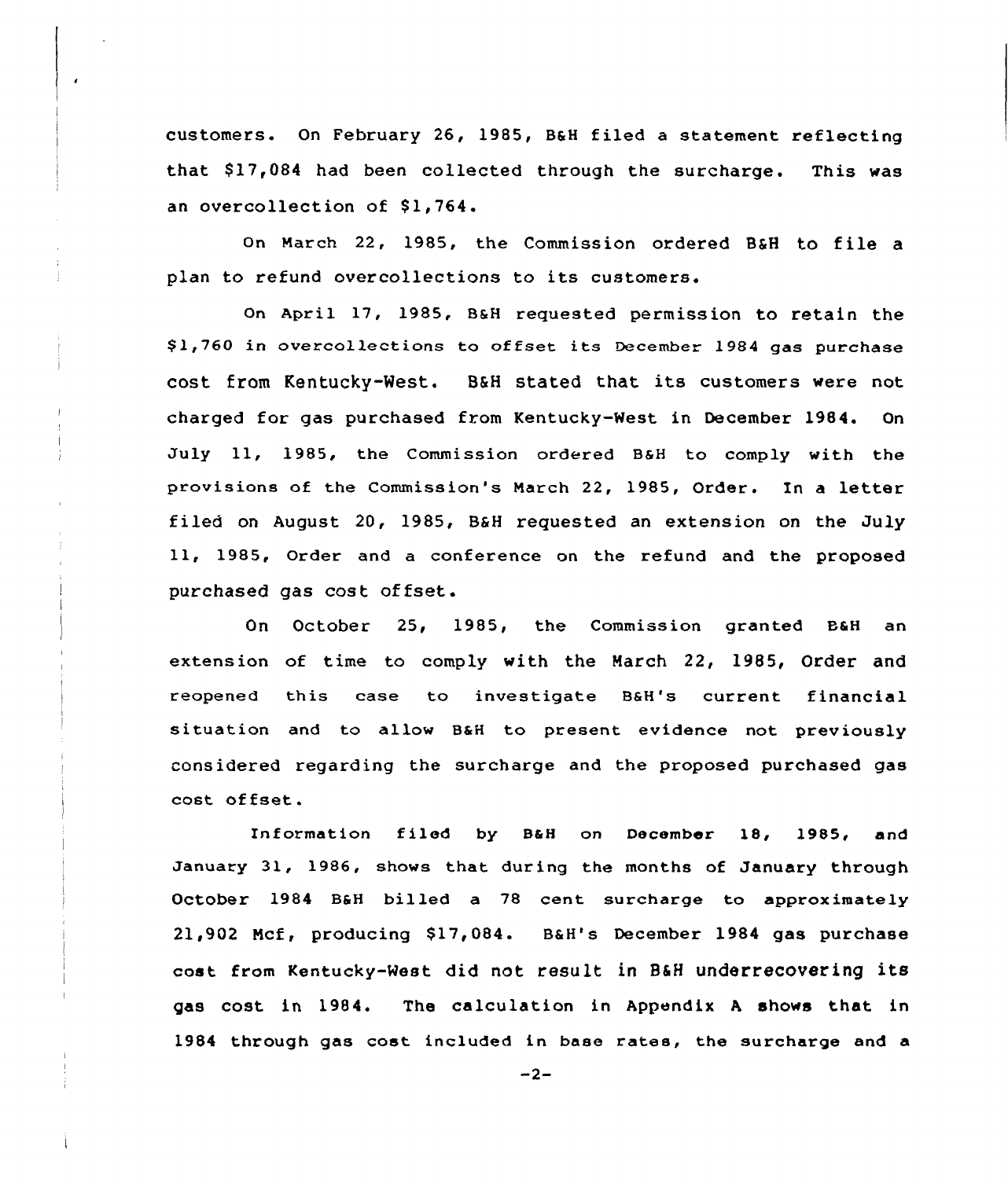customers. On February 26, 1985, B&H filed a statement reflecting that $17,084 had been collected through the surcharge. This was an overcollection of $1,764.

On March 22, 1985, the Commission ordered B&H to file a plan to refund overcollections to its customers.

On April 17, 1985, B&H requested permission to retain the $1,760 in overcollections to offset its December 1984 gas purchase cost from Kentucky-West. B&H stated that its customers were not charged for gas purchased from Kentucky-West in December 1984. On July 11, 1985, the Commission ordered B&H to comply with the provisions of the Commission's March 22, 1985, Order. In a letter filed on August 20, 1985, B&H requested an extension on the July 11, 1985, Order and a conference on the refund and the proposed purchased gas cost offset.

On October 25, 1985, the Commission granted B&H an extension of time to comply with the March 22, 1985, Order and reopened this case to investigate B&H's current financial situation and to allow B&H to present evidence not previously considered regarding the surcharge and the proposed purchased gas cost offset.

Information filed by B&H on December 18, 1985, and January 31, 1986, shows that during the months of January through October 1984 B&H billed a 78 cent surcharge to approximately 21,902 Mcf, producing $17,084. B&H's December 1984 gas purchase cost from Kentucky-West did not result in B&H underrecovering its gas cost in 1984. The calculation in Appendix A shows that in 1984 through gas cost included in base rates, the surcharge and a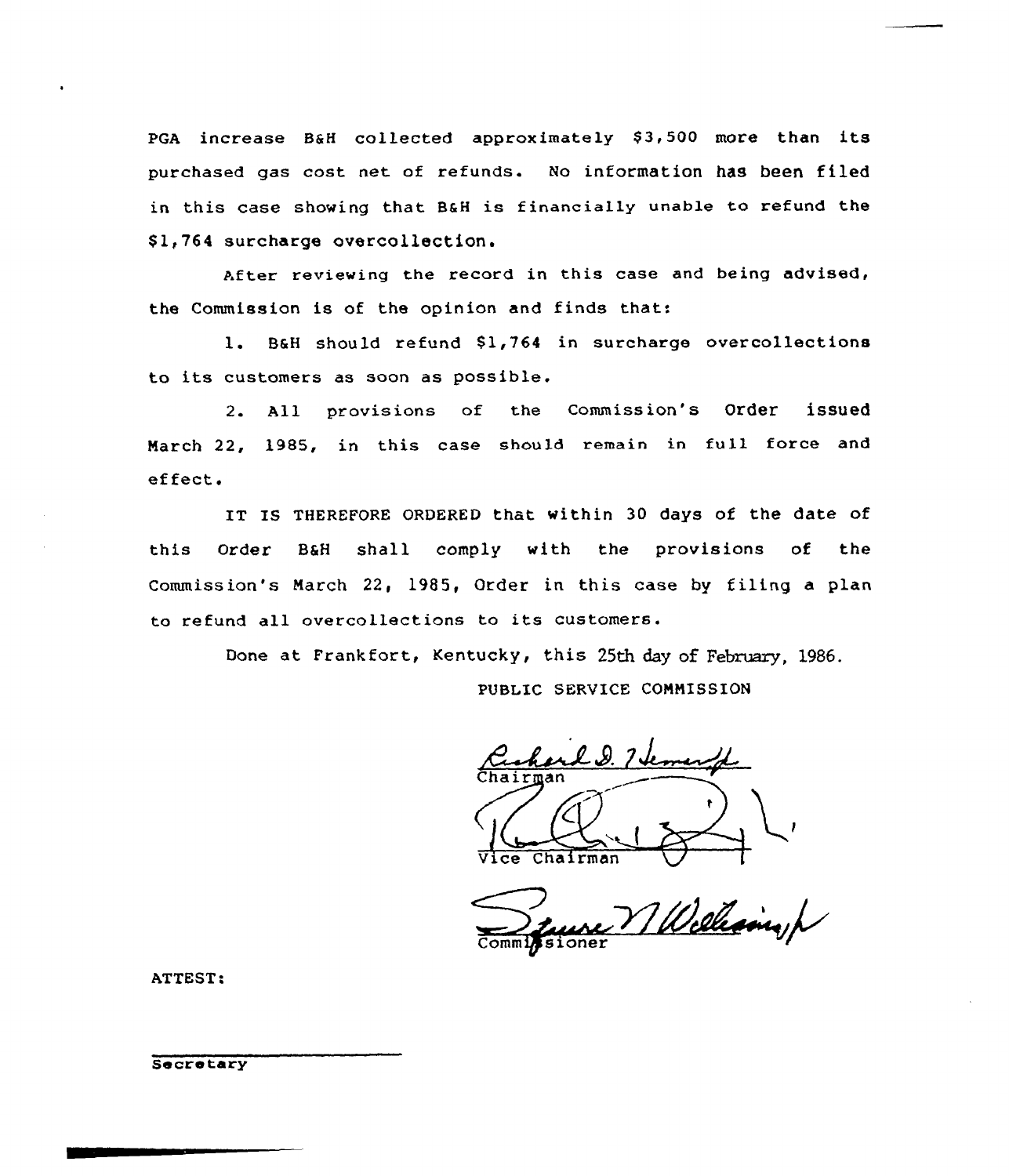PGA increase B&H collected approximately $3,500 more than its purchased gas cost net of refunds. No information has been filed in this case showing that B&H is financially unable to refund the $1,764 surcharge overcollection.

After reviewing the record in this case and being advised, the Commission is of the opinion and finds that:

1. B&H should refund $1,764 in surcharge overcollections to its customers as soon as possible.

2. All provisions of the Commission's Order issued March 22, 1985, in this case should remain in full force and effect.

IT IS THEREFORE ORDERED that within 30 days of the date of this Order B&H shall comply with the provisions of the Commission's March 22, 1985, Order in this case by filing a plan to refund all overcollections to its customers.

Done at Frankfort, Kentucky, this 25th day of February, 1986.

PUBLIC SERVICE COMMISSION

Chairman

Vice Chairman

Commissioner

ATTEST:

Secretary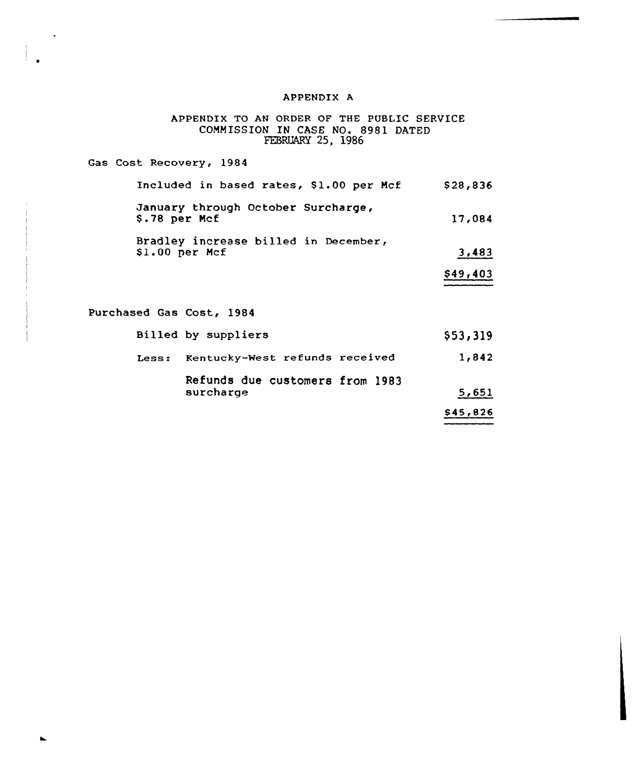# APPENDIX A

APPENDIX TO AN ORDER OF THE PUBLIC SERVICE COMMISSION IN CASE NO. 8981 DATED FEBRUARY 25, 1986

Gas Cost Recovery, 1984

| | |
|---|---|
| Included in based rates, $1.00 per Mcf | $28,836 |
| January through October Surcharge, $.78 per Mcf | 17,084 |
| Bradley increase billed in December, $1.00 per Mcf | 3,483 |
| | $49,403 |

Purchased Gas Cost, 1984

| | |
|---|---|
| Billed by suppliers | $53,319 |
| Less: Kentucky-West refunds received | 1,842 |
| Refunds due customers from 1983 surcharge | 5,651 |
| | $45,826 |